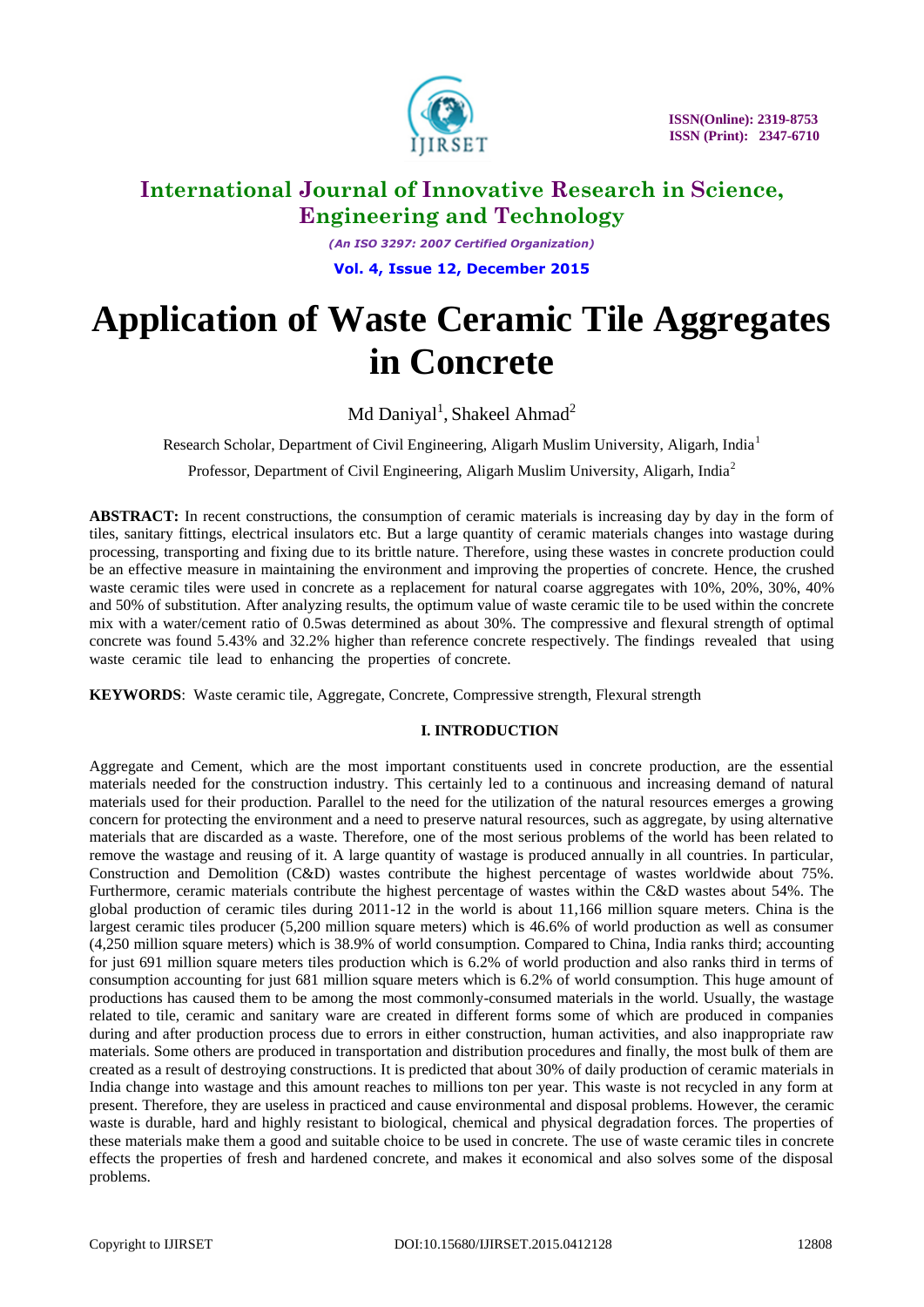# Application of Waste Ceramic Tile Aggregates in Concrete

Md Daniyal[1], Shakeel Ahmad[2]

Research Scholar, Department of Civil Engineering, Aligarh Muslim University, Aligarh, India[1]

Professor, Department of Civil Engineering, Aligarh Muslim University, Aligarh, India[2]

**ABSTRACT:** In recent constructions, the consumption of ceramic materials is increasing day by day in the form of tiles, sanitary fittings, electrical insulators etc. But a large quantity of ceramic materials changes into wastage during processing, transporting and fixing due to its brittle nature. Therefore, using these wastes in concrete production could be an effective measure in maintaining the environment and improving the properties of concrete. Hence, the crushed waste ceramic tiles were used in concrete as a replacement for natural coarse aggregates with 10%, 20%, 30%, 40% and 50% of substitution. After analyzing results, the optimum value of waste ceramic tile to be used within the concrete mix with a water/cement ratio of 0.5was determined as about 30%. The compressive and flexural strength of optimal concrete was found 5.43% and 32.2% higher than reference concrete respectively. The findings revealed that using waste ceramic tile lead to enhancing the properties of concrete.

**KEYWORDS**: Waste ceramic tile, Aggregate, Concrete, Compressive strength, Flexural strength

## I. INTRODUCTION

Aggregate and Cement, which are the most important constituents used in concrete production, are the essential materials needed for the construction industry. This certainly led to a continuous and increasing demand of natural materials used for their production. Parallel to the need for the utilization of the natural resources emerges a growing concern for protecting the environment and a need to preserve natural resources, such as aggregate, by using alternative materials that are discarded as a waste. Therefore, one of the most serious problems of the world has been related to remove the wastage and reusing of it. A large quantity of wastage is produced annually in all countries. In particular, Construction and Demolition (C&D) wastes contribute the highest percentage of wastes worldwide about 75%. Furthermore, ceramic materials contribute the highest percentage of wastes within the C&D wastes about 54%. The global production of ceramic tiles during 2011-12 in the world is about 11,166 million square meters. China is the largest ceramic tiles producer (5,200 million square meters) which is 46.6% of world production as well as consumer (4,250 million square meters) which is 38.9% of world consumption. Compared to China, India ranks third; accounting for just 691 million square meters tiles production which is 6.2% of world production and also ranks third in terms of consumption accounting for just 681 million square meters which is 6.2% of world consumption. This huge amount of productions has caused them to be among the most commonly-consumed materials in the world. Usually, the wastage related to tile, ceramic and sanitary ware are created in different forms some of which are produced in companies during and after production process due to errors in either construction, human activities, and also inappropriate raw materials. Some others are produced in transportation and distribution procedures and finally, the most bulk of them are created as a result of destroying constructions. It is predicted that about 30% of daily production of ceramic materials in India change into wastage and this amount reaches to millions ton per year. This waste is not recycled in any form at present. Therefore, they are useless in practiced and cause environmental and disposal problems. However, the ceramic waste is durable, hard and highly resistant to biological, chemical and physical degradation forces. The properties of these materials make them a good and suitable choice to be used in concrete. The use of waste ceramic tiles in concrete effects the properties of fresh and hardened concrete, and makes it economical and also solves some of the disposal problems.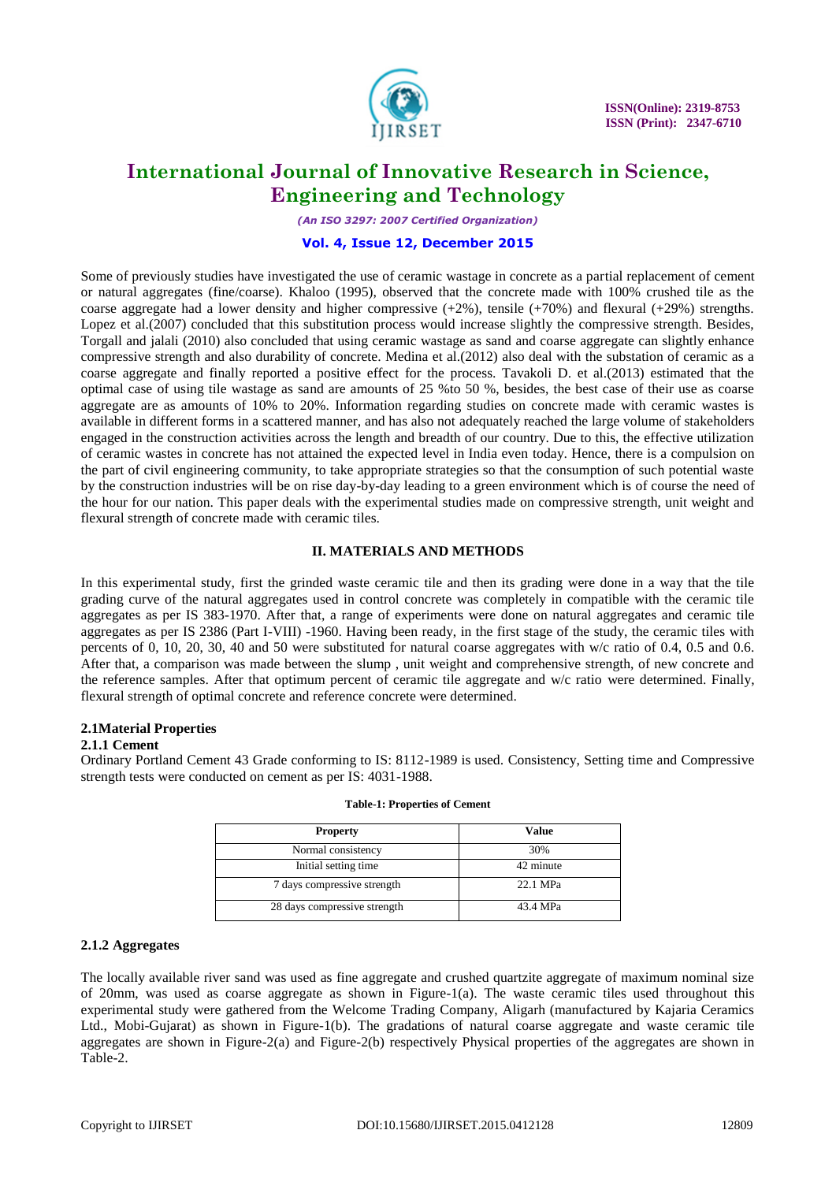Some of previously studies have investigated the use of ceramic wastage in concrete as a partial replacement of cement or natural aggregates (fine/coarse). Khaloo (1995), observed that the concrete made with 100% crushed tile as the coarse aggregate had a lower density and higher compressive (+2%), tensile (+70%) and flexural (+29%) strengths. Lopez et al.(2007) concluded that this substitution process would increase slightly the compressive strength. Besides, Torgall and jalali (2010) also concluded that using ceramic wastage as sand and coarse aggregate can slightly enhance compressive strength and also durability of concrete. Medina et al.(2012) also deal with the substation of ceramic as a coarse aggregate and finally reported a positive effect for the process. Tavakoli D. et al.(2013) estimated that the optimal case of using tile wastage as sand are amounts of 25 %to 50 %, besides, the best case of their use as coarse aggregate are as amounts of 10% to 20%. Information regarding studies on concrete made with ceramic wastes is available in different forms in a scattered manner, and has also not adequately reached the large volume of stakeholders engaged in the construction activities across the length and breadth of our country. Due to this, the effective utilization of ceramic wastes in concrete has not attained the expected level in India even today. Hence, there is a compulsion on the part of civil engineering community, to take appropriate strategies so that the consumption of such potential waste by the construction industries will be on rise day-by-day leading to a green environment which is of course the need of the hour for our nation. This paper deals with the experimental studies made on compressive strength, unit weight and flexural strength of concrete made with ceramic tiles.

## II. MATERIALS AND METHODS

In this experimental study, first the grinded waste ceramic tile and then its grading were done in a way that the tile grading curve of the natural aggregates used in control concrete was completely in compatible with the ceramic tile aggregates as per IS 383-1970. After that, a range of experiments were done on natural aggregates and ceramic tile aggregates as per IS 2386 (Part I-VIII) -1960. Having been ready, in the first stage of the study, the ceramic tiles with percents of 0, 10, 20, 30, 40 and 50 were substituted for natural coarse aggregates with w/c ratio of 0.4, 0.5 and 0.6. After that, a comparison was made between the slump , unit weight and comprehensive strength, of new concrete and the reference samples. After that optimum percent of ceramic tile aggregate and w/c ratio were determined. Finally, flexural strength of optimal concrete and reference concrete were determined.

### 2.1Material Properties

#### 2.1.1 Cement

Ordinary Portland Cement 43 Grade conforming to IS: 8112-1989 is used. Consistency, Setting time and Compressive strength tests were conducted on cement as per IS: 4031-1988.

**Table-1: Properties of Cement**

| Property | Value |
|---|---|
| Normal consistency | 30% |
| Initial setting time | 42 minute |
| 7 days compressive strength | 22.1 MPa |
| 28 days compressive strength | 43.4 MPa |

#### 2.1.2 Aggregates

The locally available river sand was used as fine aggregate and crushed quartzite aggregate of maximum nominal size of 20mm, was used as coarse aggregate as shown in Figure-1(a). The waste ceramic tiles used throughout this experimental study were gathered from the Welcome Trading Company, Aligarh (manufactured by Kajaria Ceramics Ltd., Mobi-Gujarat) as shown in Figure-1(b). The gradations of natural coarse aggregate and waste ceramic tile aggregates are shown in Figure-2(a) and Figure-2(b) respectively Physical properties of the aggregates are shown in Table-2.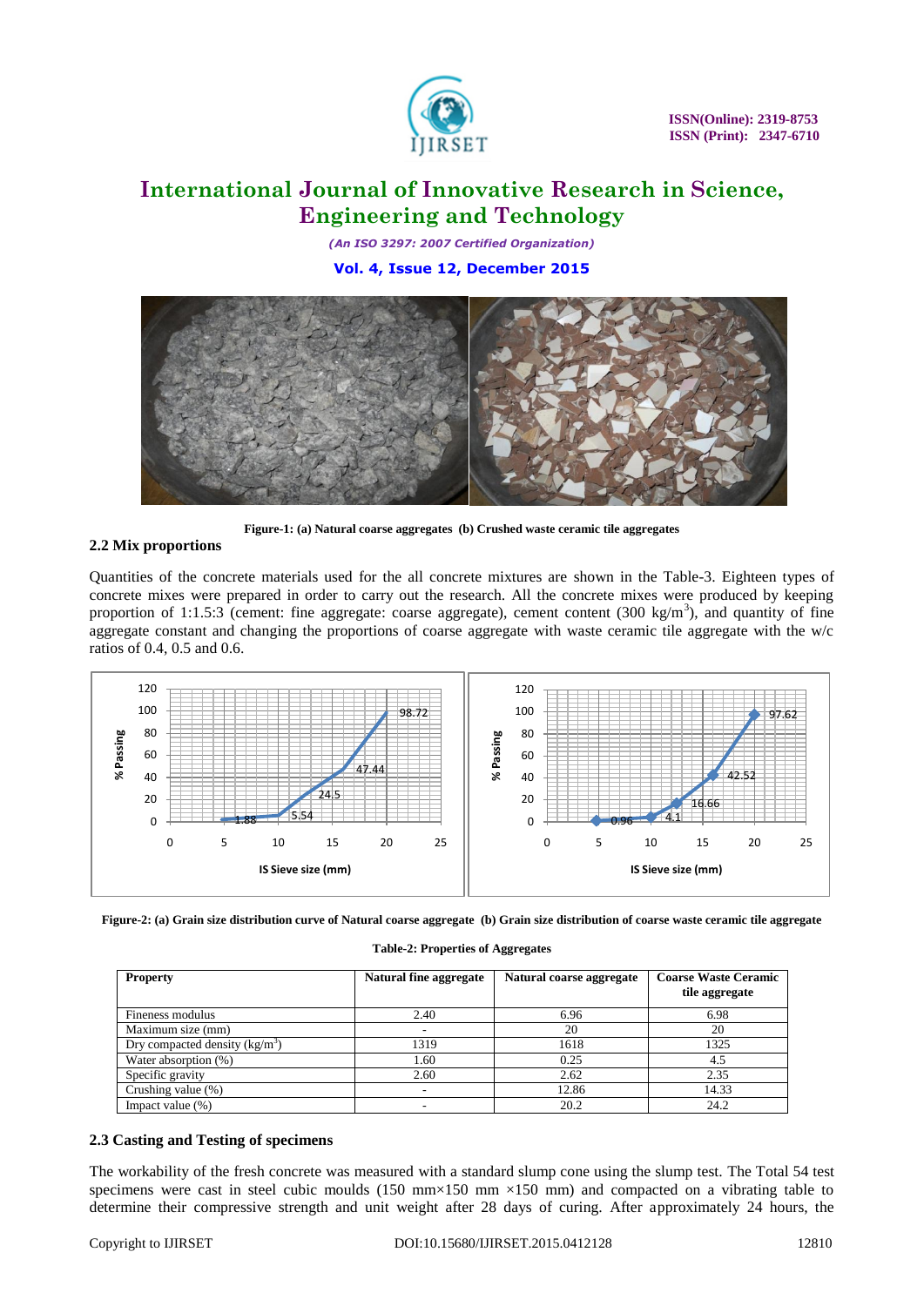Figure-1: (a) Natural coarse aggregates (b) Crushed waste ceramic tile aggregates

### 2.2 Mix proportions

Quantities of the concrete materials used for the all concrete mixtures are shown in the Table-3. Eighteen types of concrete mixes were prepared in order to carry out the research. All the concrete mixes were produced by keeping proportion of 1:1.5:3 (cement: fine aggregate: coarse aggregate), cement content (300 kg/m$^3$), and quantity of fine aggregate constant and changing the proportions of coarse aggregate with waste ceramic tile aggregate with the w/c ratios of 0.4, 0.5 and 0.6.

Figure-2: (a) Grain size distribution curve of Natural coarse aggregate (b) Grain size distribution of coarse waste ceramic tile aggregate

Table-2: Properties of Aggregates

| Property | Natural fine aggregate | Natural coarse aggregate | Coarse Waste Ceramic tile aggregate |
|---|---|---|---|
| Fineness modulus | 2.40 | 6.96 | 6.98 |
| Maximum size (mm) | - | 20 | 20 |
| Dry compacted density (kg/m$^3$) | 1319 | 1618 | 1325 |
| Water absorption (%) | 1.60 | 0.25 | 4.5 |
| Specific gravity | 2.60 | 2.62 | 2.35 |
| Crushing value (%) | - | 12.86 | 14.33 |
| Impact value (%) | - | 20.2 | 24.2 |

### 2.3 Casting and Testing of specimens

The workability of the fresh concrete was measured with a standard slump cone using the slump test. The Total 54 test specimens were cast in steel cubic moulds (150 mm×150 mm ×150 mm) and compacted on a vibrating table to determine their compressive strength and unit weight after 28 days of curing. After approximately 24 hours, the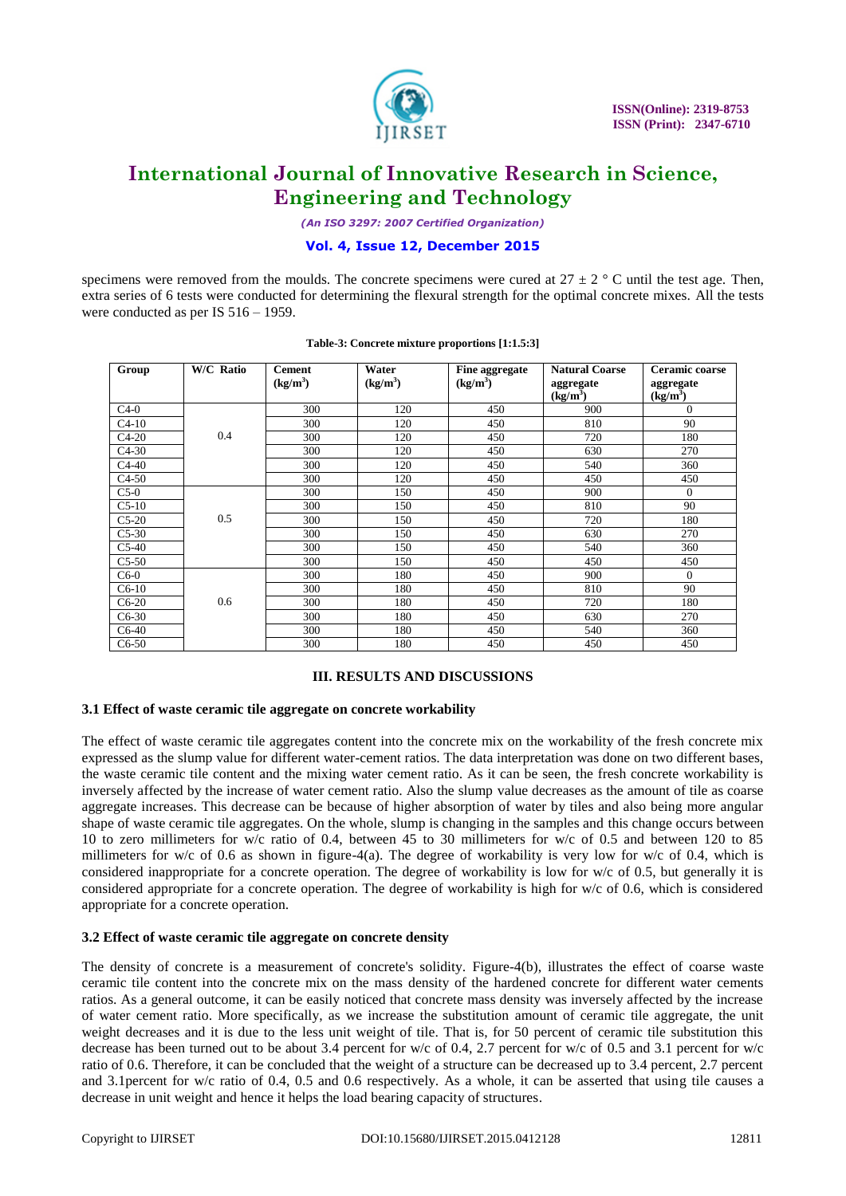specimens were removed from the moulds. The concrete specimens were cured at 27 ± 2 ° C until the test age. Then, extra series of 6 tests were conducted for determining the flexural strength for the optimal concrete mixes. All the tests were conducted as per IS 516 – 1959.

**Table-3: Concrete mixture proportions [1:1.5:3]**

| Group | W/C Ratio | Cement ($kg/m^3$) | Water ($kg/m^3$) | Fine aggregate ($kg/m^3$) | Natural Coarse aggregate ($kg/m^3$) | Ceramic coarse aggregate ($kg/m^3$) |
|---|---|---|---|---|---|---|
| C4-0 | 0.4 | 300 | 120 | 450 | 900 | 0 |
| C4-10 | | 300 | 120 | 450 | 810 | 90 |
| C4-20 | | 300 | 120 | 450 | 720 | 180 |
| C4-30 | | 300 | 120 | 450 | 630 | 270 |
| C4-40 | | 300 | 120 | 450 | 540 | 360 |
| C4-50 | | 300 | 120 | 450 | 450 | 450 |
| C5-0 | 0.5 | 300 | 150 | 450 | 900 | 0 |
| C5-10 | | 300 | 150 | 450 | 810 | 90 |
| C5-20 | | 300 | 150 | 450 | 720 | 180 |
| C5-30 | | 300 | 150 | 450 | 630 | 270 |
| C5-40 | | 300 | 150 | 450 | 540 | 360 |
| C5-50 | | 300 | 150 | 450 | 450 | 450 |
| C6-0 | 0.6 | 300 | 180 | 450 | 900 | 0 |
| C6-10 | | 300 | 180 | 450 | 810 | 90 |
| C6-20 | | 300 | 180 | 450 | 720 | 180 |
| C6-30 | | 300 | 180 | 450 | 630 | 270 |
| C6-40 | | 300 | 180 | 450 | 540 | 360 |
| C6-50 | | 300 | 180 | 450 | 450 | 450 |

## III. RESULTS AND DISCUSSIONS

### 3.1 Effect of waste ceramic tile aggregate on concrete workability

The effect of waste ceramic tile aggregates content into the concrete mix on the workability of the fresh concrete mix expressed as the slump value for different water-cement ratios. The data interpretation was done on two different bases, the waste ceramic tile content and the mixing water cement ratio. As it can be seen, the fresh concrete workability is inversely affected by the increase of water cement ratio. Also the slump value decreases as the amount of tile as coarse aggregate increases. This decrease can be because of higher absorption of water by tiles and also being more angular shape of waste ceramic tile aggregates. On the whole, slump is changing in the samples and this change occurs between 10 to zero millimeters for w/c ratio of 0.4, between 45 to 30 millimeters for w/c of 0.5 and between 120 to 85 millimeters for w/c of 0.6 as shown in figure-4(a). The degree of workability is very low for w/c of 0.4, which is considered inappropriate for a concrete operation. The degree of workability is low for w/c of 0.5, but generally it is considered appropriate for a concrete operation. The degree of workability is high for w/c of 0.6, which is considered appropriate for a concrete operation.

### 3.2 Effect of waste ceramic tile aggregate on concrete density

The density of concrete is a measurement of concrete's solidity. Figure-4(b), illustrates the effect of coarse waste ceramic tile content into the concrete mix on the mass density of the hardened concrete for different water cements ratios. As a general outcome, it can be easily noticed that concrete mass density was inversely affected by the increase of water cement ratio. More specifically, as we increase the substitution amount of ceramic tile aggregate, the unit weight decreases and it is due to the less unit weight of tile. That is, for 50 percent of ceramic tile substitution this decrease has been turned out to be about 3.4 percent for w/c of 0.4, 2.7 percent for w/c of 0.5 and 3.1 percent for w/c ratio of 0.6. Therefore, it can be concluded that the weight of a structure can be decreased up to 3.4 percent, 2.7 percent and 3.1percent for w/c ratio of 0.4, 0.5 and 0.6 respectively. As a whole, it can be asserted that using tile causes a decrease in unit weight and hence it helps the load bearing capacity of structures.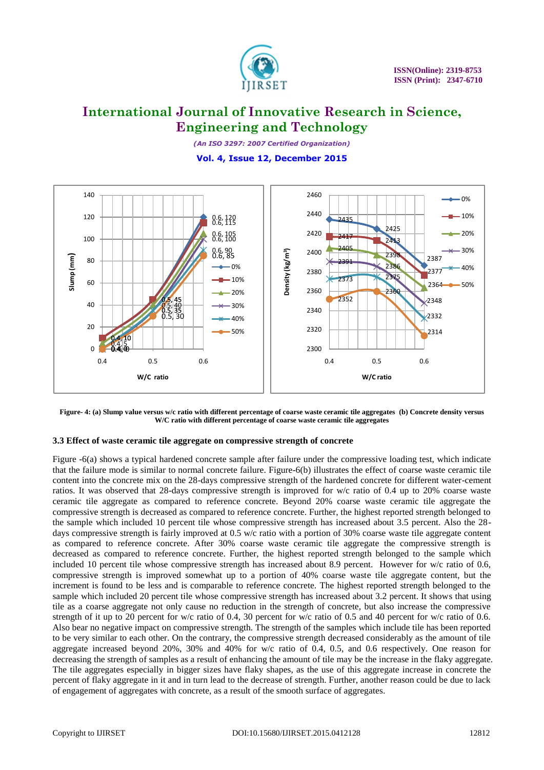**Figure- 4: (a) Slump value versus w/c ratio with different percentage of coarse waste ceramic tile aggregates (b) Concrete density versus W/C ratio with different percentage of coarse waste ceramic tile aggregates**

### 3.3 Effect of waste ceramic tile aggregate on compressive strength of concrete

Figure -6(a) shows a typical hardened concrete sample after failure under the compressive loading test, which indicate that the failure mode is similar to normal concrete failure. Figure-6(b) illustrates the effect of coarse waste ceramic tile content into the concrete mix on the 28-days compressive strength of the hardened concrete for different water-cement ratios. It was observed that 28-days compressive strength is improved for w/c ratio of 0.4 up to 20% coarse waste ceramic tile aggregate as compared to reference concrete. Beyond 20% coarse waste ceramic tile aggregate the compressive strength is decreased as compared to reference concrete. Further, the highest reported strength belonged to the sample which included 10 percent tile whose compressive strength has increased about 3.5 percent. Also the 28-days compressive strength is fairly improved at 0.5 w/c with a portion of 30% coarse waste tile aggregate content as compared to reference concrete. After 30% coarse waste ceramic tile aggregate the compressive strength is decreased as compared to reference concrete. Further, the highest reported strength belonged to the sample which included 10 percent tile whose compressive strength has increased about 8.9 percent. However for w/c ratio of 0.6, compressive strength is improved somewhat up to a portion of 40% coarse waste tile aggregate content, but the increment is found to be less and is comparable to reference concrete. The highest reported strength belonged to the sample which included 20 percent tile whose compressive strength has increased about 3.2 percent. It shows that using tile as a coarse aggregate not only cause no reduction in the strength of concrete, but also increase the compressive strength of it up to 20 percent for w/c ratio of 0.4, 30 percent for w/c ratio of 0.5 and 40 percent for w/c ratio of 0.6. Also bear no negative impact on compressive strength. The strength of the samples which include tile has been reported to be very similar to each other. On the contrary, the compressive strength decreased considerably as the amount of tile aggregate increased beyond 20%, 30% and 40% for w/c ratio of 0.4, 0.5, and 0.6 respectively. One reason for decreasing the strength of samples as a result of enhancing the amount of tile may be the increase in the flaky aggregate. The tile aggregates especially in bigger sizes have flaky shapes, as the use of this aggregate increase in concrete the percent of flaky aggregate in it and in turn lead to the decrease of strength. Further, another reason could be due to lack of engagement of aggregates with concrete, as a result of the smooth surface of aggregates.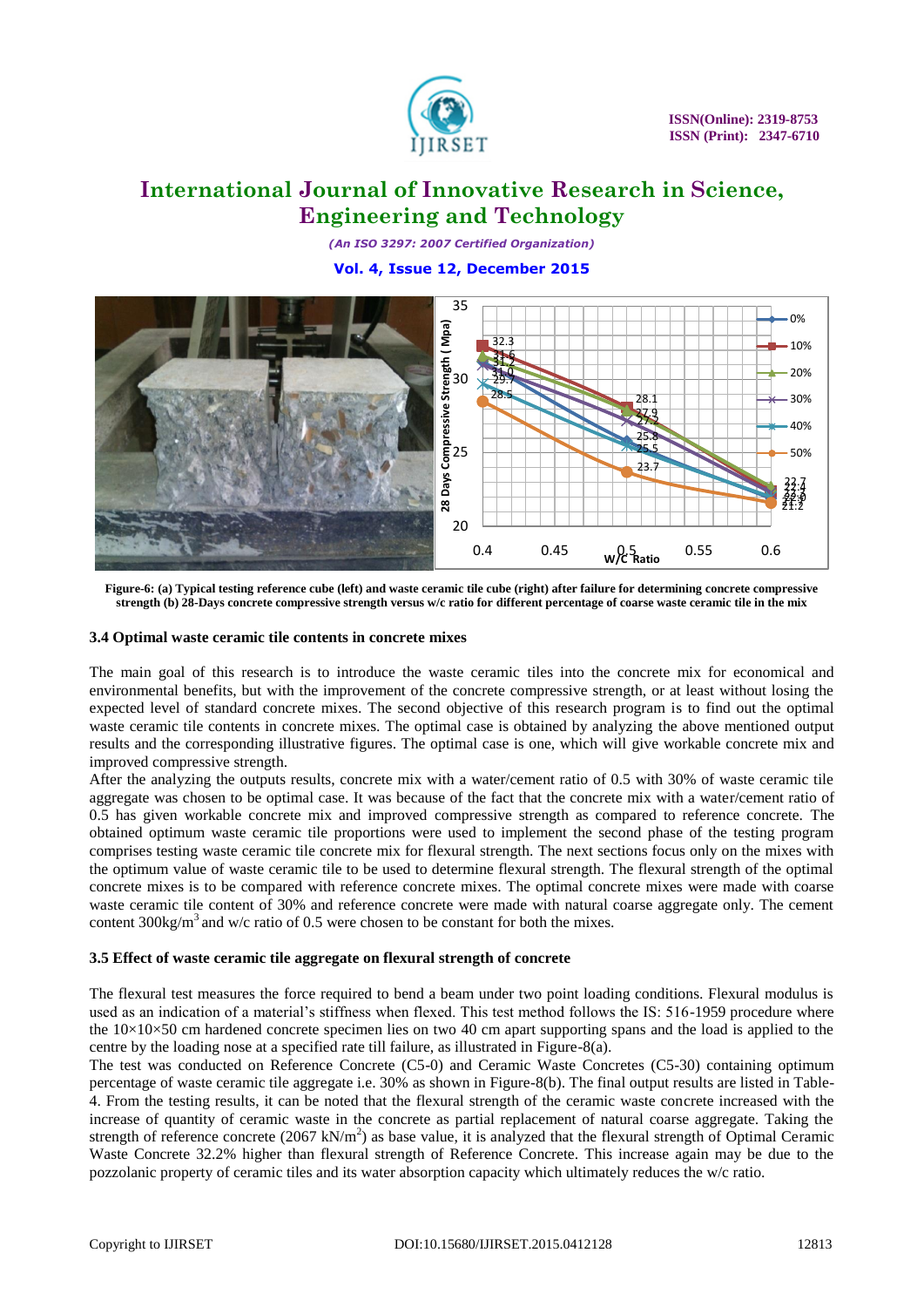Figure-6: (a) Typical testing reference cube (left) and waste ceramic tile cube (right) after failure for determining concrete compressive strength (b) 28-Days concrete compressive strength versus w/c ratio for different percentage of coarse waste ceramic tile in the mix

### 3.4 Optimal waste ceramic tile contents in concrete mixes

The main goal of this research is to introduce the waste ceramic tiles into the concrete mix for economical and environmental benefits, but with the improvement of the concrete compressive strength, or at least without losing the expected level of standard concrete mixes. The second objective of this research program is to find out the optimal waste ceramic tile contents in concrete mixes. The optimal case is obtained by analyzing the above mentioned output results and the corresponding illustrative figures. The optimal case is one, which will give workable concrete mix and improved compressive strength.

After the analyzing the outputs results, concrete mix with a water/cement ratio of 0.5 with 30% of waste ceramic tile aggregate was chosen to be optimal case. It was because of the fact that the concrete mix with a water/cement ratio of 0.5 has given workable concrete mix and improved compressive strength as compared to reference concrete. The obtained optimum waste ceramic tile proportions were used to implement the second phase of the testing program comprises testing waste ceramic tile concrete mix for flexural strength. The next sections focus only on the mixes with the optimum value of waste ceramic tile to be used to determine flexural strength. The flexural strength of the optimal concrete mixes is to be compared with reference concrete mixes. The optimal concrete mixes were made with coarse waste ceramic tile content of 30% and reference concrete were made with natural coarse aggregate only. The cement content 300kg/m$^3$ and w/c ratio of 0.5 were chosen to be constant for both the mixes.

### 3.5 Effect of waste ceramic tile aggregate on flexural strength of concrete

The flexural test measures the force required to bend a beam under two point loading conditions. Flexural modulus is used as an indication of a material's stiffness when flexed. This test method follows the IS: 516-1959 procedure where the 10×10×50 cm hardened concrete specimen lies on two 40 cm apart supporting spans and the load is applied to the centre by the loading nose at a specified rate till failure, as illustrated in Figure-8(a).

The test was conducted on Reference Concrete (C5-0) and Ceramic Waste Concretes (C5-30) containing optimum percentage of waste ceramic tile aggregate i.e. 30% as shown in Figure-8(b). The final output results are listed in Table-4. From the testing results, it can be noted that the flexural strength of the ceramic waste concrete increased with the increase of quantity of ceramic waste in the concrete as partial replacement of natural coarse aggregate. Taking the strength of reference concrete (2067 kN/m$^2$) as base value, it is analyzed that the flexural strength of Optimal Ceramic Waste Concrete 32.2% higher than flexural strength of Reference Concrete. This increase again may be due to the pozzolanic property of ceramic tiles and its water absorption capacity which ultimately reduces the w/c ratio.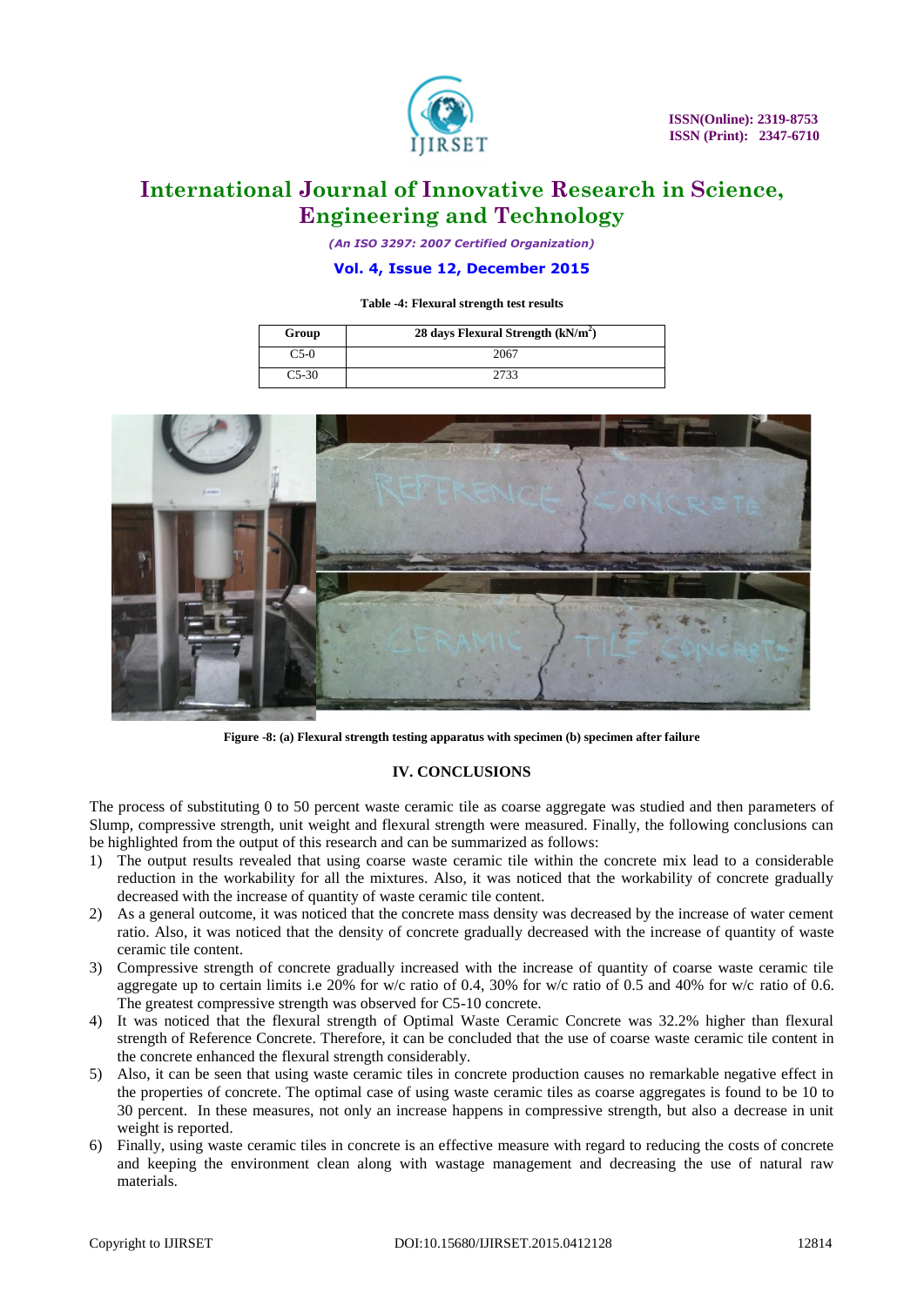**Table -4: Flexural strength test results**

| Group | 28 days Flexural Strength (kN/m$^2$) |
|---|---|
| C5-0 | 2067 |
| C5-30 | 2733 |

**Figure -8: (a) Flexural strength testing apparatus with specimen (b) specimen after failure**

## IV. CONCLUSIONS

The process of substituting 0 to 50 percent waste ceramic tile as coarse aggregate was studied and then parameters of Slump, compressive strength, unit weight and flexural strength were measured. Finally, the following conclusions can be highlighted from the output of this research and can be summarized as follows:

1) The output results revealed that using coarse waste ceramic tile within the concrete mix lead to a considerable reduction in the workability for all the mixtures. Also, it was noticed that the workability of concrete gradually decreased with the increase of quantity of waste ceramic tile content.
2) As a general outcome, it was noticed that the concrete mass density was decreased by the increase of water cement ratio. Also, it was noticed that the density of concrete gradually decreased with the increase of quantity of waste ceramic tile content.
3) Compressive strength of concrete gradually increased with the increase of quantity of coarse waste ceramic tile aggregate up to certain limits i.e 20% for w/c ratio of 0.4, 30% for w/c ratio of 0.5 and 40% for w/c ratio of 0.6. The greatest compressive strength was observed for C5-10 concrete.
4) It was noticed that the flexural strength of Optimal Waste Ceramic Concrete was 32.2% higher than flexural strength of Reference Concrete. Therefore, it can be concluded that the use of coarse waste ceramic tile content in the concrete enhanced the flexural strength considerably.
5) Also, it can be seen that using waste ceramic tiles in concrete production causes no remarkable negative effect in the properties of concrete. The optimal case of using waste ceramic tiles as coarse aggregates is found to be 10 to 30 percent. In these measures, not only an increase happens in compressive strength, but also a decrease in unit weight is reported.
6) Finally, using waste ceramic tiles in concrete is an effective measure with regard to reducing the costs of concrete and keeping the environment clean along with wastage management and decreasing the use of natural raw materials.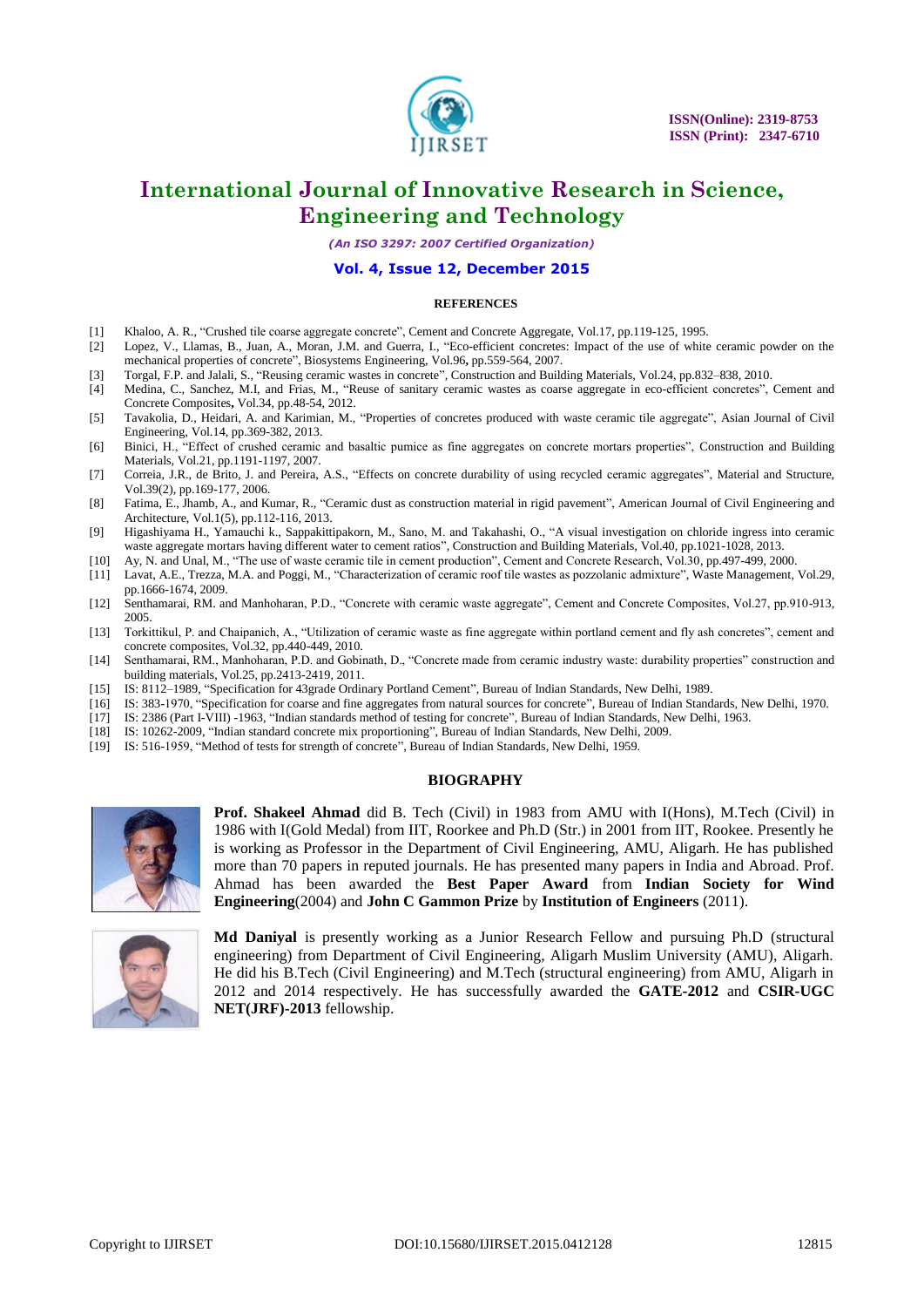## REFERENCES

[1] Khaloo, A. R., "Crushed tile coarse aggregate concrete", Cement and Concrete Aggregate, Vol.17, pp.119-125, 1995.

[2] Lopez, V., Llamas, B., Juan, A., Moran, J.M. and Guerra, I., "Eco-efficient concretes: Impact of the use of white ceramic powder on the mechanical properties of concrete", Biosystems Engineering, Vol.96, pp.559-564, 2007.

[3] Torgal, F.P. and Jalali, S., "Reusing ceramic wastes in concrete", Construction and Building Materials, Vol.24, pp.832–838, 2010.

[4] Medina, C., Sanchez, M.I, and Frias, M., "Reuse of sanitary ceramic wastes as coarse aggregate in eco-efficient concretes", Cement and Concrete Composites, Vol.34, pp.48-54, 2012.

[5] Tavakolia, D., Heidari, A. and Karimian, M., "Properties of concretes produced with waste ceramic tile aggregate", Asian Journal of Civil Engineering, Vol.14, pp.369-382, 2013.

[6] Binici, H., "Effect of crushed ceramic and basaltic pumice as fine aggregates on concrete mortars properties", Construction and Building Materials, Vol.21, pp.1191-1197, 2007.

[7] Correia, J.R., de Brito, J. and Pereira, A.S., "Effects on concrete durability of using recycled ceramic aggregates", Material and Structure, Vol.39(2), pp.169-177, 2006.

[8] Fatima, E., Jhamb, A., and Kumar, R., "Ceramic dust as construction material in rigid pavement", American Journal of Civil Engineering and Architecture, Vol.1(5), pp.112-116, 2013.

[9] Higashiyama H., Yamauchi k., Sappakittipakorn, M., Sano, M. and Takahashi, O., "A visual investigation on chloride ingress into ceramic waste aggregate mortars having different water to cement ratios", Construction and Building Materials, Vol.40, pp.1021-1028, 2013.

[10] Ay, N. and Unal, M., "The use of waste ceramic tile in cement production", Cement and Concrete Research, Vol.30, pp.497-499, 2000.

[11] Lavat, A.E., Trezza, M.A. and Poggi, M., "Characterization of ceramic roof tile wastes as pozzolanic admixture", Waste Management, Vol.29, pp.1666-1674, 2009.

[12] Senthamarai, RM. and Manhoharan, P.D., "Concrete with ceramic waste aggregate", Cement and Concrete Composites, Vol.27, pp.910-913, 2005.

[13] Torkittikul, P. and Chaipanich, A., "Utilization of ceramic waste as fine aggregate within portland cement and fly ash concretes", cement and concrete composites, Vol.32, pp.440-449, 2010.

[14] Senthamarai, RM., Manhoharan, P.D. and Gobinath, D., "Concrete made from ceramic industry waste: durability properties" construction and building materials, Vol.25, pp.2413-2419, 2011.

[15] IS: 8112–1989, "Specification for 43grade Ordinary Portland Cement", Bureau of Indian Standards, New Delhi, 1989.

[16] IS: 383-1970, "Specification for coarse and fine aggregates from natural sources for concrete", Bureau of Indian Standards, New Delhi, 1970.

[17] IS: 2386 (Part I-VIII) -1963, "Indian standards method of testing for concrete", Bureau of Indian Standards, New Delhi, 1963.

[18] IS: 10262-2009, "Indian standard concrete mix proportioning", Bureau of Indian Standards, New Delhi, 2009.

[19] IS: 516-1959, "Method of tests for strength of concrete", Bureau of Indian Standards, New Delhi, 1959.

## BIOGRAPHY

**Prof. Shakeel Ahmad** did B. Tech (Civil) in 1983 from AMU with I(Hons), M.Tech (Civil) in 1986 with I(Gold Medal) from IIT, Roorkee and Ph.D (Str.) in 2001 from IIT, Rookee. Presently he is working as Professor in the Department of Civil Engineering, AMU, Aligarh. He has published more than 70 papers in reputed journals. He has presented many papers in India and Abroad. Prof. Ahmad has been awarded the **Best Paper Award** from **Indian Society for Wind Engineering**(2004) and **John C Gammon Prize** by **Institution of Engineers** (2011).

**Md Daniyal** is presently working as a Junior Research Fellow and pursuing Ph.D (structural engineering) from Department of Civil Engineering, Aligarh Muslim University (AMU), Aligarh. He did his B.Tech (Civil Engineering) and M.Tech (structural engineering) from AMU, Aligarh in 2012 and 2014 respectively. He has successfully awarded the **GATE-2012** and **CSIR-UGC NET(JRF)-2013** fellowship.